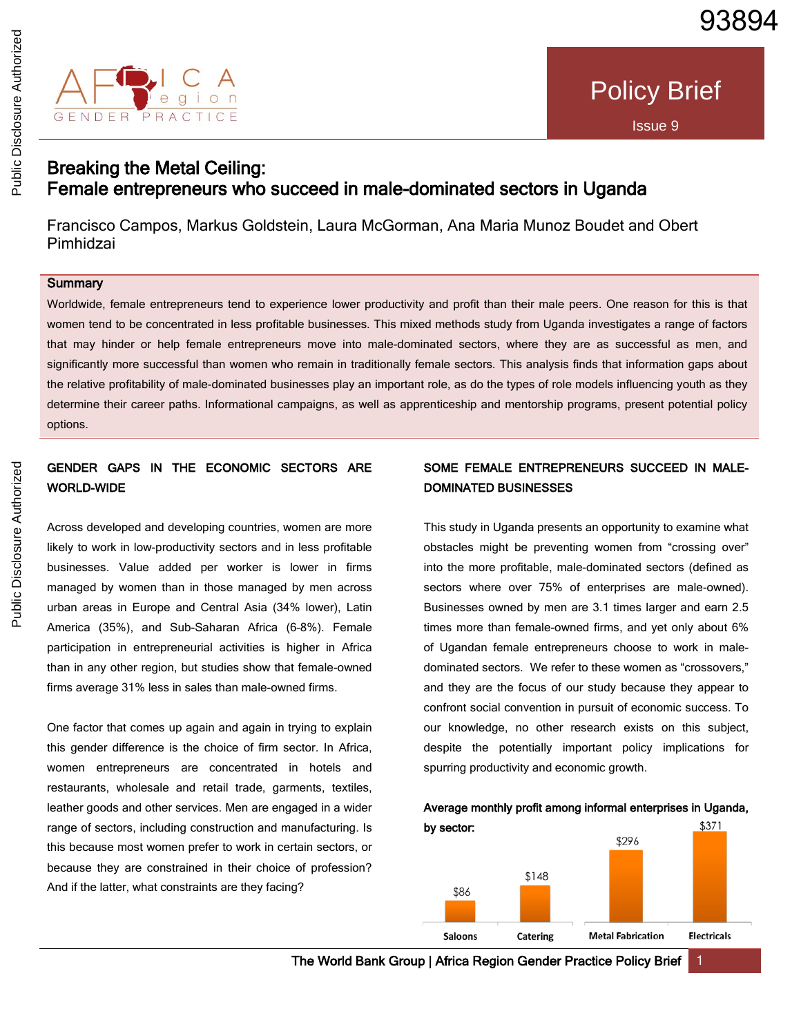93894

Policy Brief

Issue 9

# Breaking the Metal Ceiling: Female entrepreneurs who succeed in male-dominated sectors in Uganda

Francisco Campos, Markus Goldstein, Laura McGorman, Ana Maria Munoz Boudet and Obert Pimhidzai

## Summary

Worldwide, female entrepreneurs tend to experience lower productivity and profit than their male peers. One reason for this is that women tend to be concentrated in less profitable businesses. This mixed methods study from Uganda investigates a range of factors that may hinder or help female entrepreneurs move into male-dominated sectors, where they are as successful as men, and significantly more successful than women who remain in traditionally female sectors. This analysis finds that information gaps about the relative profitability of male-dominated businesses play an important role, as do the types of role models influencing youth as they determine their career paths. Informational campaigns, as well as apprenticeship and mentorship programs, present potential policy options.

## GENDER GAPS IN THE ECONOMIC SECTORS ARE WORLD-WIDE

Across developed and developing countries, women are more likely to work in low-productivity sectors and in less profitable businesses. Value added per worker is lower in firms managed by women than in those managed by men across urban areas in Europe and Central Asia (34% lower), Latin America (35%), and Sub-Saharan Africa (6-8%). Female participation in entrepreneurial activities is higher in Africa than in any other region, but studies show that female-owned firms average 31% less in sales than male-owned firms.

One factor that comes up again and again in trying to explain this gender difference is the choice of firm sector. In Africa, women entrepreneurs are concentrated in hotels and restaurants, wholesale and retail trade, garments, textiles, leather goods and other services. Men are engaged in a wider range of sectors, including construction and manufacturing. Is this because most women prefer to work in certain sectors, or because they are constrained in their choice of profession? And if the latter, what constraints are they facing?

## SOME FEMALE ENTREPRENEURS SUCCEED IN MALE-DOMINATED BUSINESSES

This study in Uganda presents an opportunity to examine what obstacles might be preventing women from "crossing over" into the more profitable, male-dominated sectors (defined as sectors where over 75% of enterprises are male-owned). Businesses owned by men are 3.1 times larger and earn 2.5 times more than female-owned firms, and yet only about 6% of Ugandan female entrepreneurs choose to work in male-dominated sectors. We refer to these women as "crossovers," and they are the focus of our study because they appear to confront social convention in pursuit of economic success. To our knowledge, no other research exists on this subject, despite the potentially important policy implications for spurring productivity and economic growth.

**Average monthly profit among informal enterprises in Uganda, by sector:**

| Sector | Average monthly profit |
|---|---|
| Saloons | $86 |
| Catering | $148 |
| Metal Fabrication | $296 |
| Electricals | $371 |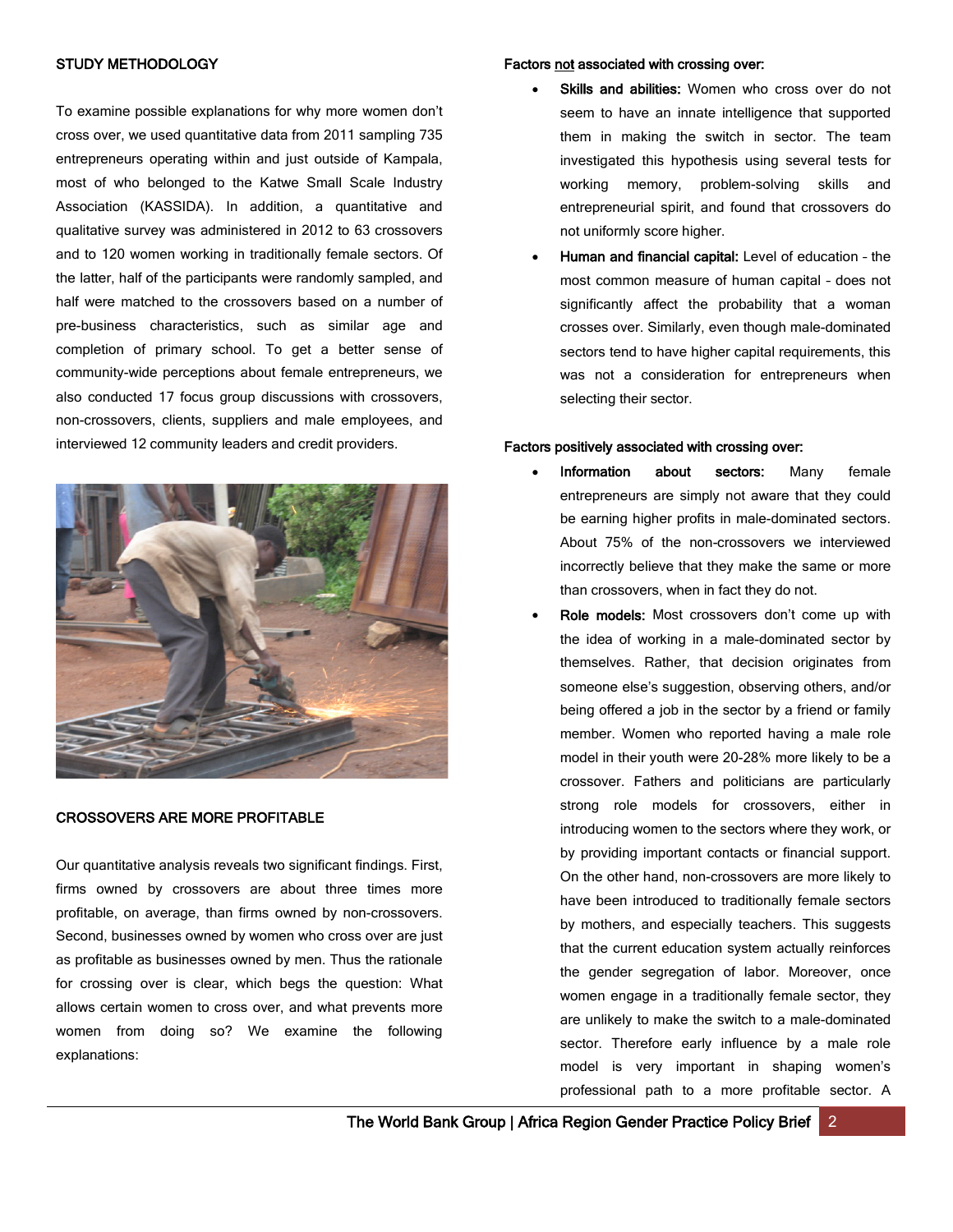## STUDY METHODOLOGY

To examine possible explanations for why more women don't cross over, we used quantitative data from 2011 sampling 735 entrepreneurs operating within and just outside of Kampala, most of who belonged to the Katwe Small Scale Industry Association (KASSIDA). In addition, a quantitative and qualitative survey was administered in 2012 to 63 crossovers and to 120 women working in traditionally female sectors. Of the latter, half of the participants were randomly sampled, and half were matched to the crossovers based on a number of pre-business characteristics, such as similar age and completion of primary school. To get a better sense of community-wide perceptions about female entrepreneurs, we also conducted 17 focus group discussions with crossovers, non-crossovers, clients, suppliers and male employees, and interviewed 12 community leaders and credit providers.

## CROSSOVERS ARE MORE PROFITABLE

Our quantitative analysis reveals two significant findings. First, firms owned by crossovers are about three times more profitable, on average, than firms owned by non-crossovers. Second, businesses owned by women who cross over are just as profitable as businesses owned by men. Thus the rationale for crossing over is clear, which begs the question: What allows certain women to cross over, and what prevents more women from doing so? We examine the following explanations:

### Factors not associated with crossing over:

- **Skills and abilities:** Women who cross over do not seem to have an innate intelligence that supported them in making the switch in sector. The team investigated this hypothesis using several tests for working memory, problem-solving skills and entrepreneurial spirit, and found that crossovers do not uniformly score higher.
- **Human and financial capital:** Level of education – the most common measure of human capital – does not significantly affect the probability that a woman crosses over. Similarly, even though male-dominated sectors tend to have higher capital requirements, this was not a consideration for entrepreneurs when selecting their sector.

### Factors positively associated with crossing over:

- **Information about sectors:** Many female entrepreneurs are simply not aware that they could be earning higher profits in male-dominated sectors. About 75% of the non-crossovers we interviewed incorrectly believe that they make the same or more than crossovers, when in fact they do not.
- **Role models:** Most crossovers don't come up with the idea of working in a male-dominated sector by themselves. Rather, that decision originates from someone else's suggestion, observing others, and/or being offered a job in the sector by a friend or family member. Women who reported having a male role model in their youth were 20-28% more likely to be a crossover. Fathers and politicians are particularly strong role models for crossovers, either in introducing women to the sectors where they work, or by providing important contacts or financial support. On the other hand, non-crossovers are more likely to have been introduced to traditionally female sectors by mothers, and especially teachers. This suggests that the current education system actually reinforces the gender segregation of labor. Moreover, once women engage in a traditionally female sector, they are unlikely to make the switch to a male-dominated sector. Therefore early influence by a male role model is very important in shaping women's professional path to a more profitable sector. A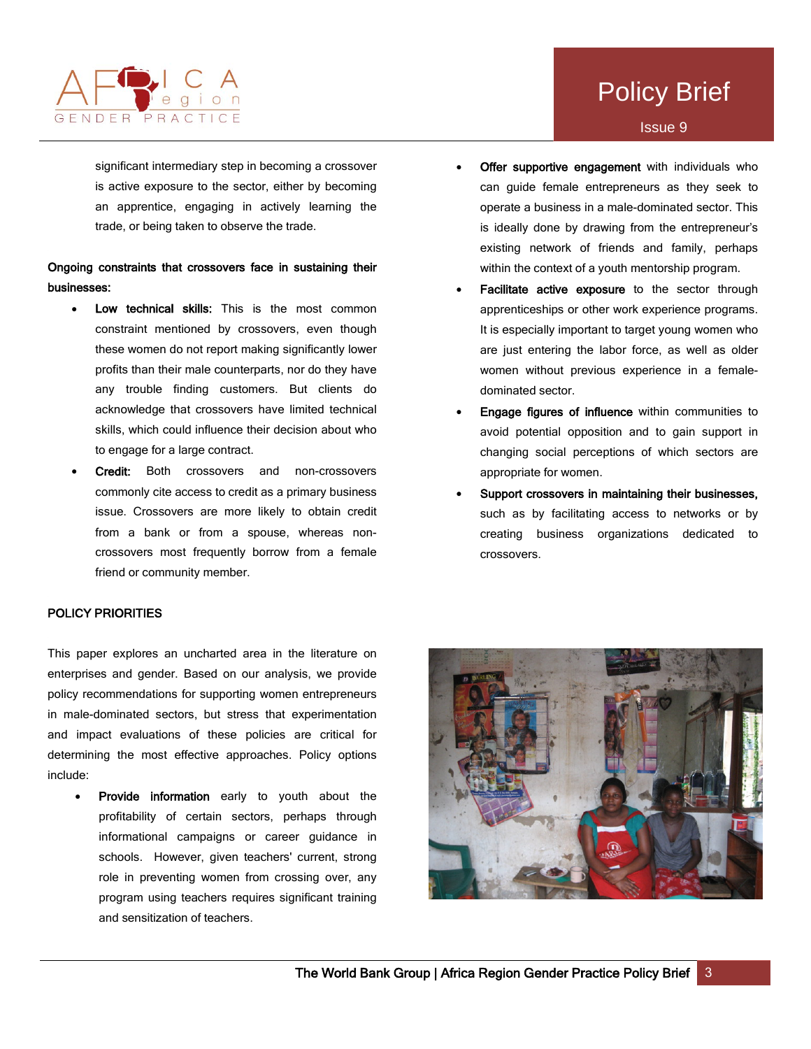significant intermediary step in becoming a crossover is active exposure to the sector, either by becoming an apprentice, engaging in actively learning the trade, or being taken to observe the trade.

**Ongoing constraints that crossovers face in sustaining their businesses:**

- **Low technical skills:** This is the most common constraint mentioned by crossovers, even though these women do not report making significantly lower profits than their male counterparts, nor do they have any trouble finding customers. But clients do acknowledge that crossovers have limited technical skills, which could influence their decision about who to engage for a large contract.
- **Credit:** Both crossovers and non-crossovers commonly cite access to credit as a primary business issue. Crossovers are more likely to obtain credit from a bank or from a spouse, whereas non-crossovers most frequently borrow from a female friend or community member.

## POLICY PRIORITIES

This paper explores an uncharted area in the literature on enterprises and gender. Based on our analysis, we provide policy recommendations for supporting women entrepreneurs in male-dominated sectors, but stress that experimentation and impact evaluations of these policies are critical for determining the most effective approaches. Policy options include:

- **Provide information** early to youth about the profitability of certain sectors, perhaps through informational campaigns or career guidance in schools. However, given teachers' current, strong role in preventing women from crossing over, any program using teachers requires significant training and sensitization of teachers.
- **Offer supportive engagement** with individuals who can guide female entrepreneurs as they seek to operate a business in a male-dominated sector. This is ideally done by drawing from the entrepreneur's existing network of friends and family, perhaps within the context of a youth mentorship program.
- **Facilitate active exposure** to the sector through apprenticeships or other work experience programs. It is especially important to target young women who are just entering the labor force, as well as older women without previous experience in a female-dominated sector.
- **Engage figures of influence** within communities to avoid potential opposition and to gain support in changing social perceptions of which sectors are appropriate for women.
- **Support crossovers in maintaining their businesses,** such as by facilitating access to networks or by creating business organizations dedicated to crossovers.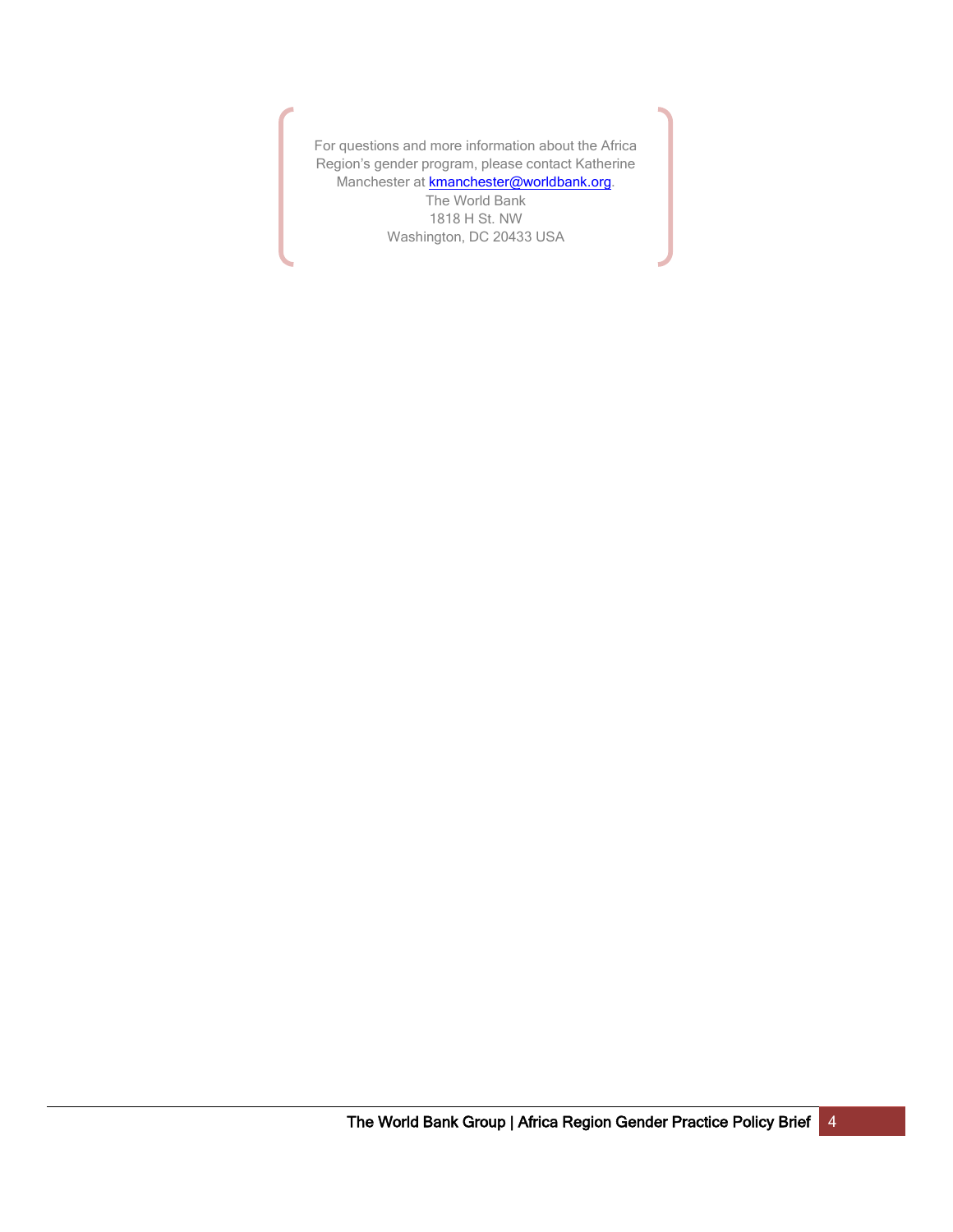For questions and more information about the Africa Region's gender program, please contact Katherine Manchester at kmanchester@worldbank.org.

The World Bank
1818 H St. NW
Washington, DC 20433 USA